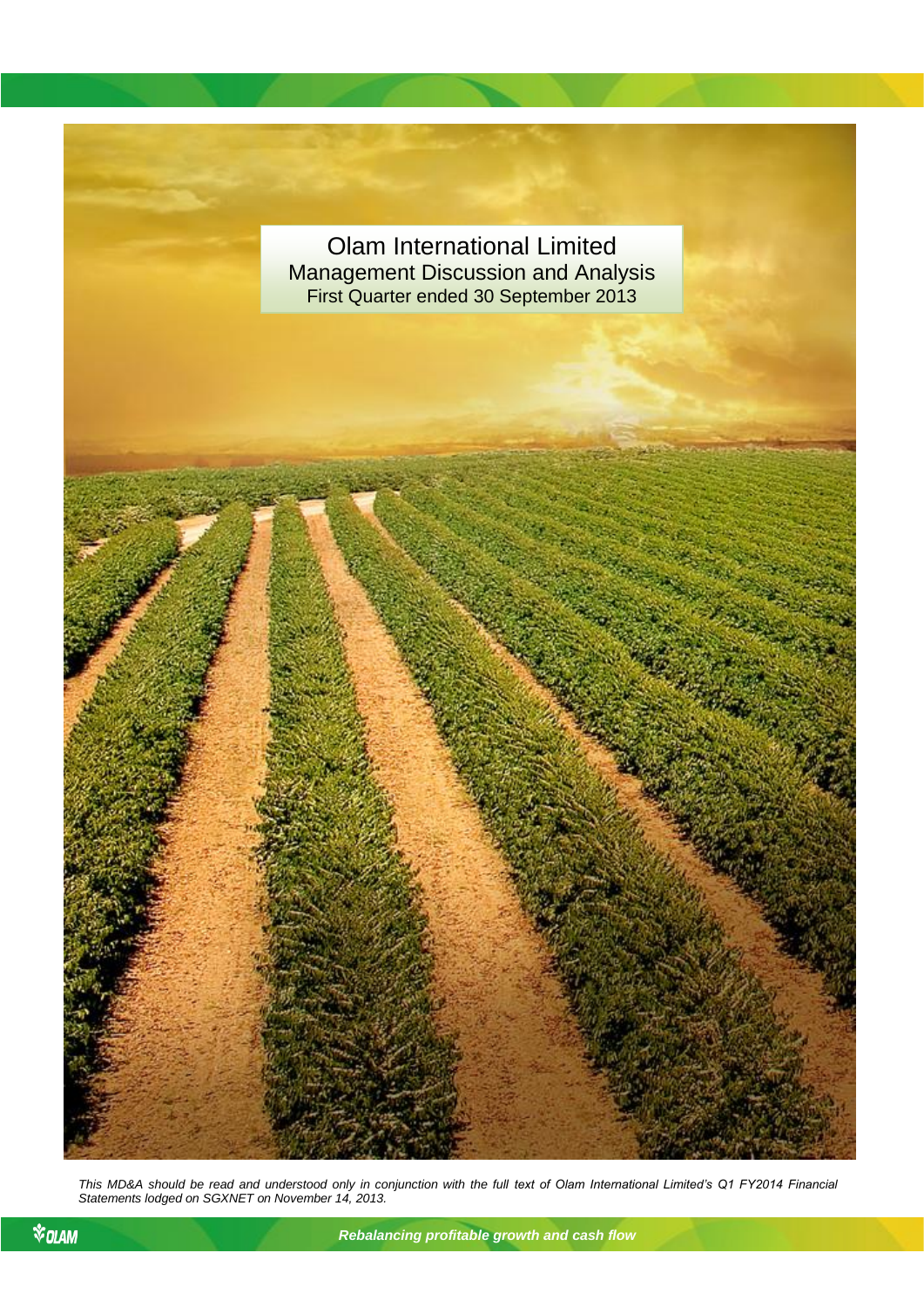# Olam International Limited

## Management Discussion and Analysis

### First Quarter ended 30 September 2013

*This MD&A should be read and understood only in conjunction with the full text of Olam International Limited's Q1 FY2014 Financial Statements lodged on SGXNET on November 14, 2013.*

*Rebalancing profitable growth and cash flow*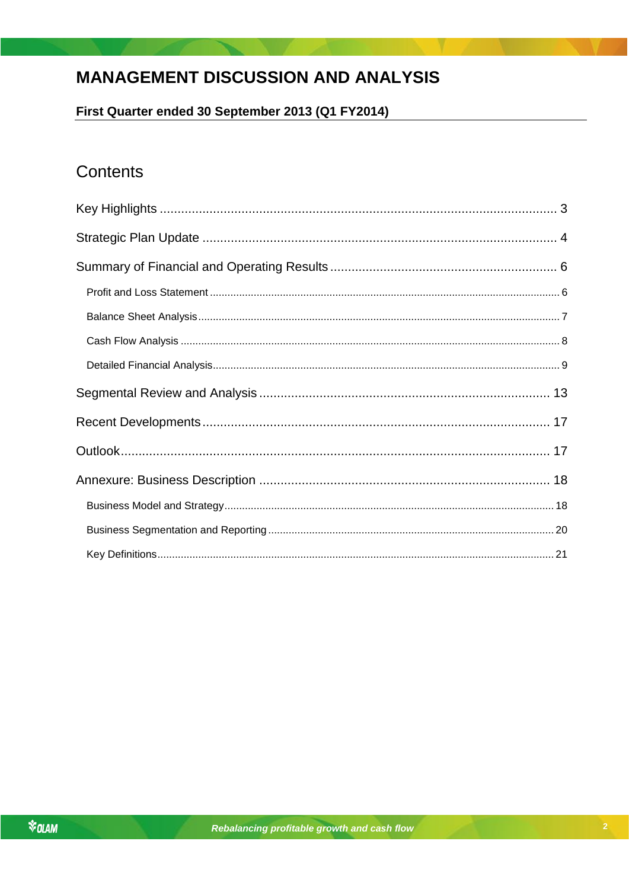# MANAGEMENT DISCUSSION AND ANALYSIS

**First Quarter ended 30 September 2013 (Q1 FY2014)**

## Contents

Key Highlights ........................................................................................................... 3

Strategic Plan Update ................................................................................................ 4

Summary of Financial and Operating Results ............................................................ 6

- Profit and Loss Statement ...................................................................................... 6
- Balance Sheet Analysis .......................................................................................... 7
- Cash Flow Analysis ................................................................................................ 8
- Detailed Financial Analysis ..................................................................................... 9

Segmental Review and Analysis .............................................................................. 13

Recent Developments ............................................................................................. 17

Outlook .................................................................................................................... 17

Annexure: Business Description .............................................................................. 18

- Business Model and Strategy ................................................................................ 18
- Business Segmentation and Reporting ................................................................... 20
- Key Definitions ...................................................................................................... 21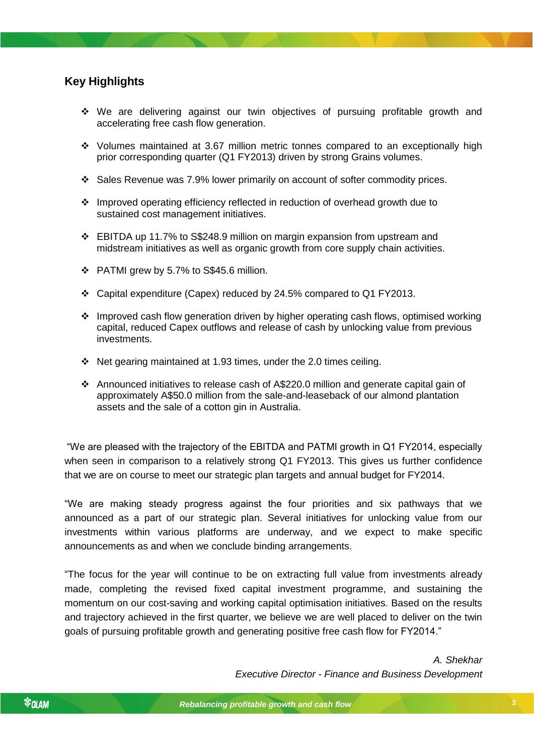## Key Highlights

- We are delivering against our twin objectives of pursuing profitable growth and accelerating free cash flow generation.
- Volumes maintained at 3.67 million metric tonnes compared to an exceptionally high prior corresponding quarter (Q1 FY2013) driven by strong Grains volumes.
- Sales Revenue was 7.9% lower primarily on account of softer commodity prices.
- Improved operating efficiency reflected in reduction of overhead growth due to sustained cost management initiatives.
- EBITDA up 11.7% to S$248.9 million on margin expansion from upstream and midstream initiatives as well as organic growth from core supply chain activities.
- PATMI grew by 5.7% to S$45.6 million.
- Capital expenditure (Capex) reduced by 24.5% compared to Q1 FY2013.
- Improved cash flow generation driven by higher operating cash flows, optimised working capital, reduced Capex outflows and release of cash by unlocking value from previous investments.
- Net gearing maintained at 1.93 times, under the 2.0 times ceiling.
- Announced initiatives to release cash of A$220.0 million and generate capital gain of approximately A$50.0 million from the sale-and-leaseback of our almond plantation assets and the sale of a cotton gin in Australia.

"We are pleased with the trajectory of the EBITDA and PATMI growth in Q1 FY2014, especially when seen in comparison to a relatively strong Q1 FY2013. This gives us further confidence that we are on course to meet our strategic plan targets and annual budget for FY2014.

"We are making steady progress against the four priorities and six pathways that we announced as a part of our strategic plan. Several initiatives for unlocking value from our investments within various platforms are underway, and we expect to make specific announcements as and when we conclude binding arrangements.

"The focus for the year will continue to be on extracting full value from investments already made, completing the revised fixed capital investment programme, and sustaining the momentum on our cost-saving and working capital optimisation initiatives. Based on the results and trajectory achieved in the first quarter, we believe we are well placed to deliver on the twin goals of pursuing profitable growth and generating positive free cash flow for FY2014."

*A. Shekhar*
*Executive Director - Finance and Business Development*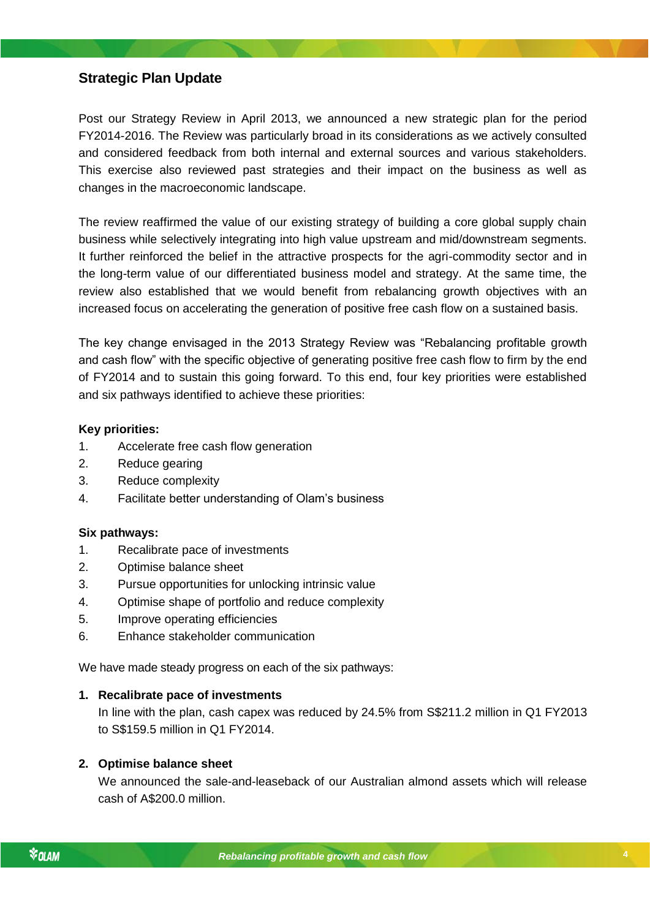## Strategic Plan Update

Post our Strategy Review in April 2013, we announced a new strategic plan for the period FY2014-2016. The Review was particularly broad in its considerations as we actively consulted and considered feedback from both internal and external sources and various stakeholders. This exercise also reviewed past strategies and their impact on the business as well as changes in the macroeconomic landscape.

The review reaffirmed the value of our existing strategy of building a core global supply chain business while selectively integrating into high value upstream and mid/downstream segments. It further reinforced the belief in the attractive prospects for the agri-commodity sector and in the long-term value of our differentiated business model and strategy. At the same time, the review also established that we would benefit from rebalancing growth objectives with an increased focus on accelerating the generation of positive free cash flow on a sustained basis.

The key change envisaged in the 2013 Strategy Review was "Rebalancing profitable growth and cash flow" with the specific objective of generating positive free cash flow to firm by the end of FY2014 and to sustain this going forward. To this end, four key priorities were established and six pathways identified to achieve these priorities:

**Key priorities:**

1. Accelerate free cash flow generation
2. Reduce gearing
3. Reduce complexity
4. Facilitate better understanding of Olam's business

**Six pathways:**

1. Recalibrate pace of investments
2. Optimise balance sheet
3. Pursue opportunities for unlocking intrinsic value
4. Optimise shape of portfolio and reduce complexity
5. Improve operating efficiencies
6. Enhance stakeholder communication

We have made steady progress on each of the six pathways:

1. **Recalibrate pace of investments**
   In line with the plan, cash capex was reduced by 24.5% from S$211.2 million in Q1 FY2013 to S$159.5 million in Q1 FY2014.

2. **Optimise balance sheet**
   We announced the sale-and-leaseback of our Australian almond assets which will release cash of A$200.0 million.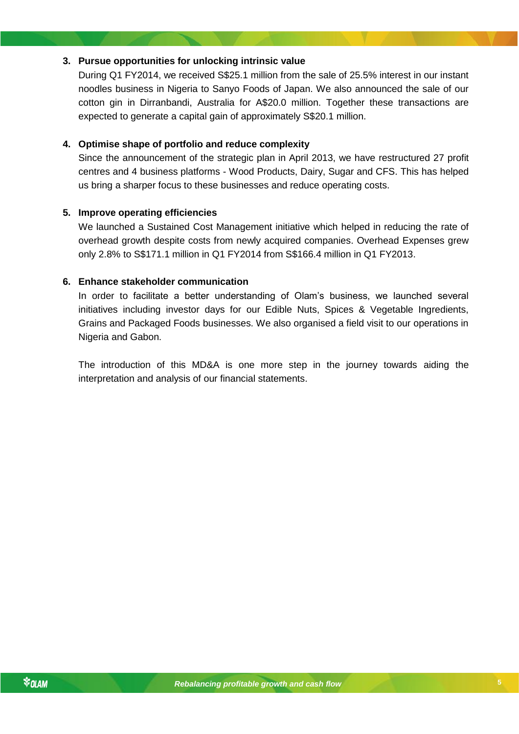3. **Pursue opportunities for unlocking intrinsic value**
   During Q1 FY2014, we received S$25.1 million from the sale of 25.5% interest in our instant noodles business in Nigeria to Sanyo Foods of Japan. We also announced the sale of our cotton gin in Dirranbandi, Australia for A$20.0 million. Together these transactions are expected to generate a capital gain of approximately S$20.1 million.

4. **Optimise shape of portfolio and reduce complexity**
   Since the announcement of the strategic plan in April 2013, we have restructured 27 profit centres and 4 business platforms - Wood Products, Dairy, Sugar and CFS. This has helped us bring a sharper focus to these businesses and reduce operating costs.

5. **Improve operating efficiencies**
   We launched a Sustained Cost Management initiative which helped in reducing the rate of overhead growth despite costs from newly acquired companies. Overhead Expenses grew only 2.8% to S$171.1 million in Q1 FY2014 from S$166.4 million in Q1 FY2013.

6. **Enhance stakeholder communication**
   In order to facilitate a better understanding of Olam's business, we launched several initiatives including investor days for our Edible Nuts, Spices & Vegetable Ingredients, Grains and Packaged Foods businesses. We also organised a field visit to our operations in Nigeria and Gabon.

   The introduction of this MD&A is one more step in the journey towards aiding the interpretation and analysis of our financial statements.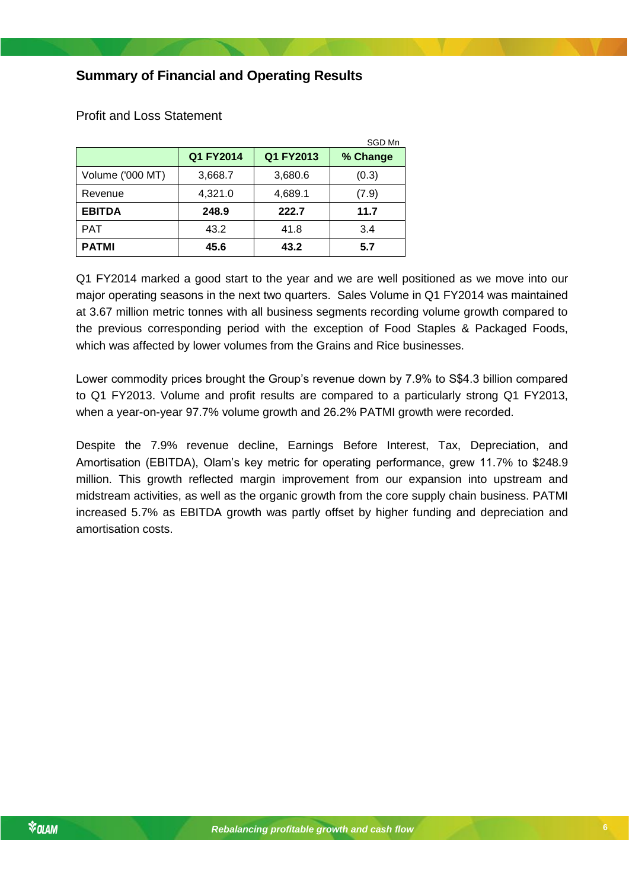## Summary of Financial and Operating Results

Profit and Loss Statement

SGD Mn

| | Q1 FY2014 | Q1 FY2013 | % Change |
|---|---|---|---|
| Volume ('000 MT) | 3,668.7 | 3,680.6 | (0.3) |
| Revenue | 4,321.0 | 4,689.1 | (7.9) |
| **EBITDA** | **248.9** | **222.7** | **11.7** |
| PAT | 43.2 | 41.8 | 3.4 |
| **PATMI** | **45.6** | **43.2** | **5.7** |

Q1 FY2014 marked a good start to the year and we are well positioned as we move into our major operating seasons in the next two quarters. Sales Volume in Q1 FY2014 was maintained at 3.67 million metric tonnes with all business segments recording volume growth compared to the previous corresponding period with the exception of Food Staples & Packaged Foods, which was affected by lower volumes from the Grains and Rice businesses.

Lower commodity prices brought the Group's revenue down by 7.9% to S$4.3 billion compared to Q1 FY2013. Volume and profit results are compared to a particularly strong Q1 FY2013, when a year-on-year 97.7% volume growth and 26.2% PATMI growth were recorded.

Despite the 7.9% revenue decline, Earnings Before Interest, Tax, Depreciation, and Amortisation (EBITDA), Olam's key metric for operating performance, grew 11.7% to $248.9 million. This growth reflected margin improvement from our expansion into upstream and midstream activities, as well as the organic growth from the core supply chain business. PATMI increased 5.7% as EBITDA growth was partly offset by higher funding and depreciation and amortisation costs.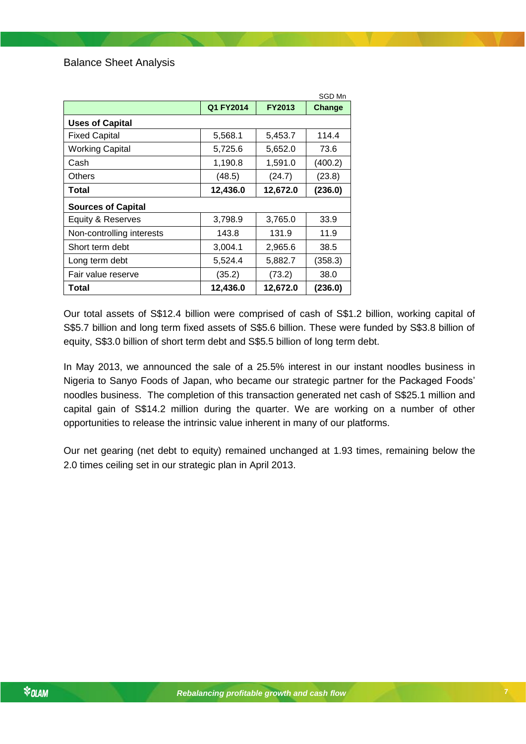## Balance Sheet Analysis

SGD Mn

| | Q1 FY2014 | FY2013 | Change |
|---|---|---|---|
| **Uses of Capital** | | | |
| Fixed Capital | 5,568.1 | 5,453.7 | 114.4 |
| Working Capital | 5,725.6 | 5,652.0 | 73.6 |
| Cash | 1,190.8 | 1,591.0 | (400.2) |
| Others | (48.5) | (24.7) | (23.8) |
| **Total** | **12,436.0** | **12,672.0** | **(236.0)** |
| **Sources of Capital** | | | |
| Equity & Reserves | 3,798.9 | 3,765.0 | 33.9 |
| Non-controlling interests | 143.8 | 131.9 | 11.9 |
| Short term debt | 3,004.1 | 2,965.6 | 38.5 |
| Long term debt | 5,524.4 | 5,882.7 | (358.3) |
| Fair value reserve | (35.2) | (73.2) | 38.0 |
| **Total** | **12,436.0** | **12,672.0** | **(236.0)** |

Our total assets of S$12.4 billion were comprised of cash of S$1.2 billion, working capital of S$5.7 billion and long term fixed assets of S$5.6 billion. These were funded by S$3.8 billion of equity, S$3.0 billion of short term debt and S$5.5 billion of long term debt.

In May 2013, we announced the sale of a 25.5% interest in our instant noodles business in Nigeria to Sanyo Foods of Japan, who became our strategic partner for the Packaged Foods' noodles business. The completion of this transaction generated net cash of S$25.1 million and capital gain of S$14.2 million during the quarter. We are working on a number of other opportunities to release the intrinsic value inherent in many of our platforms.

Our net gearing (net debt to equity) remained unchanged at 1.93 times, remaining below the 2.0 times ceiling set in our strategic plan in April 2013.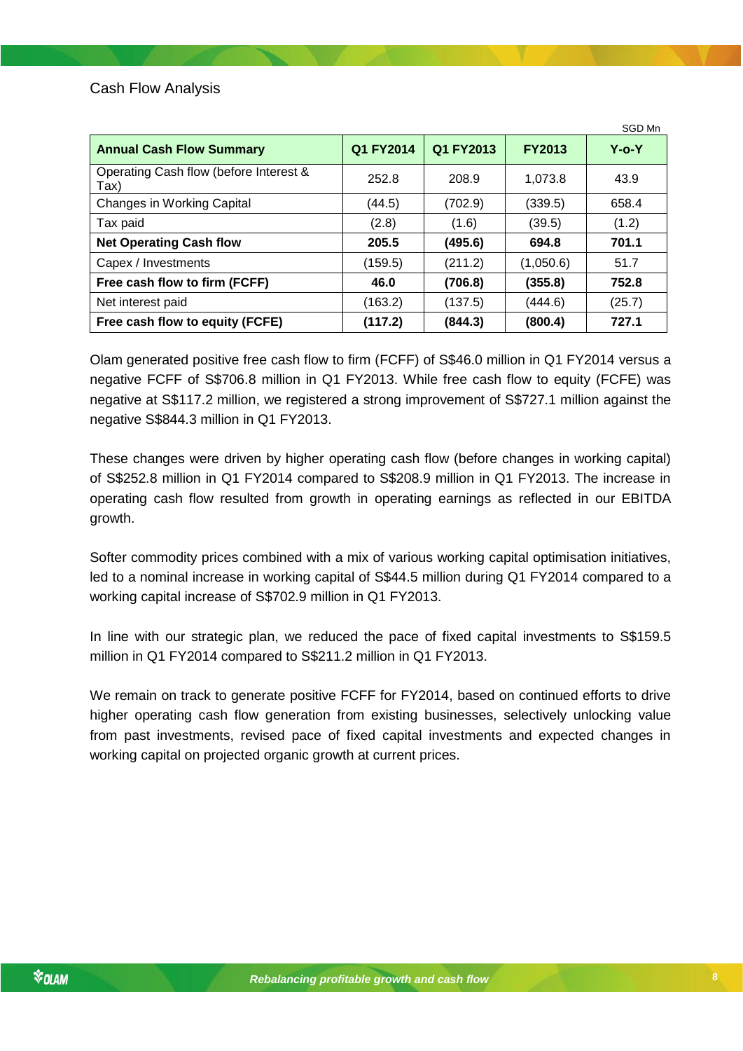## Cash Flow Analysis

SGD Mn

| Annual Cash Flow Summary | Q1 FY2014 | Q1 FY2013 | FY2013 | Y-o-Y |
|---|---|---|---|---|
| Operating Cash flow (before Interest & Tax) | 252.8 | 208.9 | 1,073.8 | 43.9 |
| Changes in Working Capital | (44.5) | (702.9) | (339.5) | 658.4 |
| Tax paid | (2.8) | (1.6) | (39.5) | (1.2) |
| **Net Operating Cash flow** | **205.5** | **(495.6)** | **694.8** | **701.1** |
| Capex / Investments | (159.5) | (211.2) | (1,050.6) | 51.7 |
| **Free cash flow to firm (FCFF)** | **46.0** | **(706.8)** | **(355.8)** | **752.8** |
| Net interest paid | (163.2) | (137.5) | (444.6) | (25.7) |
| **Free cash flow to equity (FCFE)** | **(117.2)** | **(844.3)** | **(800.4)** | **727.1** |

Olam generated positive free cash flow to firm (FCFF) of S$46.0 million in Q1 FY2014 versus a negative FCFF of S$706.8 million in Q1 FY2013. While free cash flow to equity (FCFE) was negative at S$117.2 million, we registered a strong improvement of S$727.1 million against the negative S$844.3 million in Q1 FY2013.

These changes were driven by higher operating cash flow (before changes in working capital) of S$252.8 million in Q1 FY2014 compared to S$208.9 million in Q1 FY2013. The increase in operating cash flow resulted from growth in operating earnings as reflected in our EBITDA growth.

Softer commodity prices combined with a mix of various working capital optimisation initiatives, led to a nominal increase in working capital of S$44.5 million during Q1 FY2014 compared to a working capital increase of S$702.9 million in Q1 FY2013.

In line with our strategic plan, we reduced the pace of fixed capital investments to S$159.5 million in Q1 FY2014 compared to S$211.2 million in Q1 FY2013.

We remain on track to generate positive FCFF for FY2014, based on continued efforts to drive higher operating cash flow generation from existing businesses, selectively unlocking value from past investments, revised pace of fixed capital investments and expected changes in working capital on projected organic growth at current prices.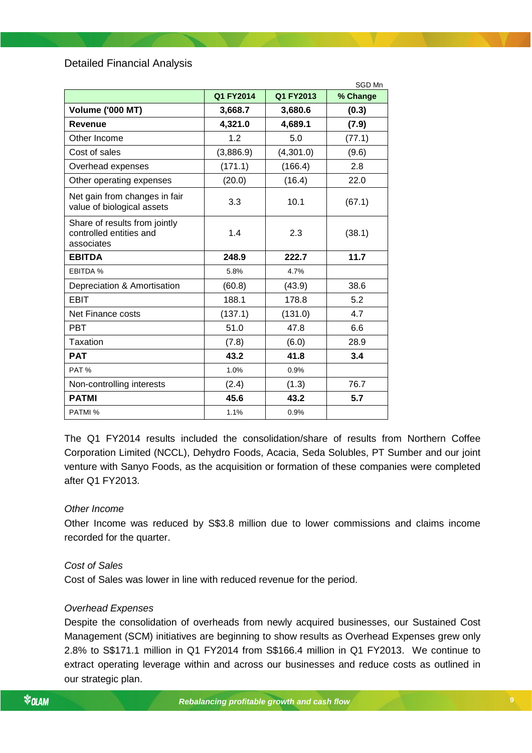## Detailed Financial Analysis

SGD Mn

| | Q1 FY2014 | Q1 FY2013 | % Change |
|---|---|---|---|
| **Volume ('000 MT)** | **3,668.7** | **3,680.6** | **(0.3)** |
| **Revenue** | **4,321.0** | **4,689.1** | **(7.9)** |
| Other Income | 1.2 | 5.0 | (77.1) |
| Cost of sales | (3,886.9) | (4,301.0) | (9.6) |
| Overhead expenses | (171.1) | (166.4) | 2.8 |
| Other operating expenses | (20.0) | (16.4) | 22.0 |
| Net gain from changes in fair value of biological assets | 3.3 | 10.1 | (67.1) |
| Share of results from jointly controlled entities and associates | 1.4 | 2.3 | (38.1) |
| **EBITDA** | **248.9** | **222.7** | **11.7** |
| EBITDA % | 5.8% | 4.7% | |
| Depreciation & Amortisation | (60.8) | (43.9) | 38.6 |
| EBIT | 188.1 | 178.8 | 5.2 |
| Net Finance costs | (137.1) | (131.0) | 4.7 |
| PBT | 51.0 | 47.8 | 6.6 |
| Taxation | (7.8) | (6.0) | 28.9 |
| **PAT** | **43.2** | **41.8** | **3.4** |
| PAT % | 1.0% | 0.9% | |
| Non-controlling interests | (2.4) | (1.3) | 76.7 |
| **PATMI** | **45.6** | **43.2** | **5.7** |
| PATMI % | 1.1% | 0.9% | |

The Q1 FY2014 results included the consolidation/share of results from Northern Coffee Corporation Limited (NCCL), Dehydro Foods, Acacia, Seda Solubles, PT Sumber and our joint venture with Sanyo Foods, as the acquisition or formation of these companies were completed after Q1 FY2013.

*Other Income*

Other Income was reduced by S$3.8 million due to lower commissions and claims income recorded for the quarter.

*Cost of Sales*

Cost of Sales was lower in line with reduced revenue for the period.

*Overhead Expenses*

Despite the consolidation of overheads from newly acquired businesses, our Sustained Cost Management (SCM) initiatives are beginning to show results as Overhead Expenses grew only 2.8% to S$171.1 million in Q1 FY2014 from S$166.4 million in Q1 FY2013. We continue to extract operating leverage within and across our businesses and reduce costs as outlined in our strategic plan.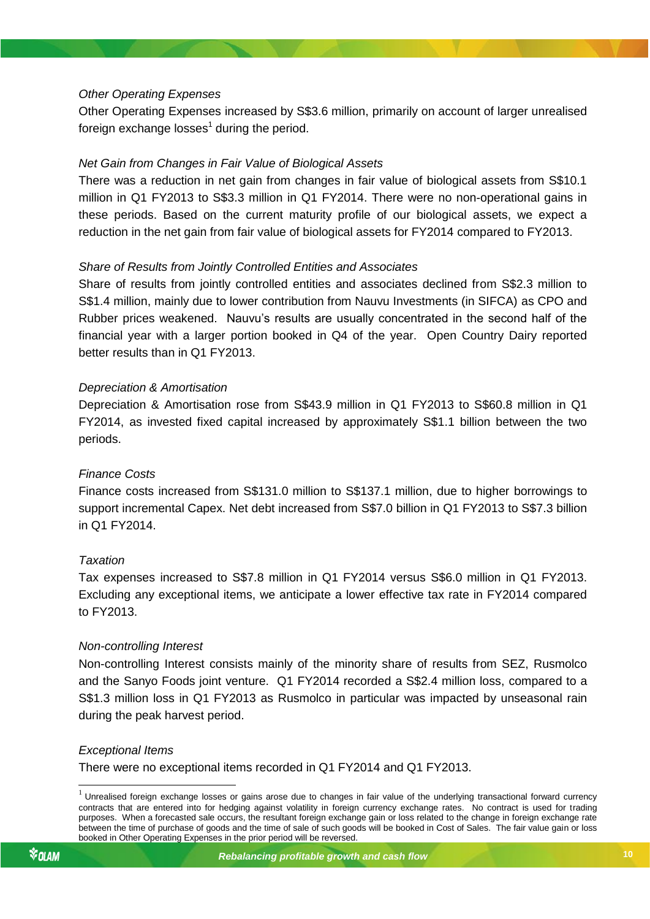*Other Operating Expenses*

Other Operating Expenses increased by S$3.6 million, primarily on account of larger unrealised foreign exchange losses[1] during the period.

*Net Gain from Changes in Fair Value of Biological Assets*

There was a reduction in net gain from changes in fair value of biological assets from S$10.1 million in Q1 FY2013 to S$3.3 million in Q1 FY2014. There were no non-operational gains in these periods. Based on the current maturity profile of our biological assets, we expect a reduction in the net gain from fair value of biological assets for FY2014 compared to FY2013.

*Share of Results from Jointly Controlled Entities and Associates*

Share of results from jointly controlled entities and associates declined from S$2.3 million to S$1.4 million, mainly due to lower contribution from Nauvu Investments (in SIFCA) as CPO and Rubber prices weakened. Nauvu's results are usually concentrated in the second half of the financial year with a larger portion booked in Q4 of the year. Open Country Dairy reported better results than in Q1 FY2013.

*Depreciation & Amortisation*

Depreciation & Amortisation rose from S$43.9 million in Q1 FY2013 to S$60.8 million in Q1 FY2014, as invested fixed capital increased by approximately S$1.1 billion between the two periods.

*Finance Costs*

Finance costs increased from S$131.0 million to S$137.1 million, due to higher borrowings to support incremental Capex. Net debt increased from S$7.0 billion in Q1 FY2013 to S$7.3 billion in Q1 FY2014.

*Taxation*

Tax expenses increased to S$7.8 million in Q1 FY2014 versus S$6.0 million in Q1 FY2013. Excluding any exceptional items, we anticipate a lower effective tax rate in FY2014 compared to FY2013.

*Non-controlling Interest*

Non-controlling Interest consists mainly of the minority share of results from SEZ, Rusmolco and the Sanyo Foods joint venture. Q1 FY2014 recorded a S$2.4 million loss, compared to a S$1.3 million loss in Q1 FY2013 as Rusmolco in particular was impacted by unseasonal rain during the peak harvest period.

*Exceptional Items*

There were no exceptional items recorded in Q1 FY2014 and Q1 FY2013.

---

[1] Unrealised foreign exchange losses or gains arose due to changes in fair value of the underlying transactional forward currency contracts that are entered into for hedging against volatility in foreign currency exchange rates. No contract is used for trading purposes. When a forecasted sale occurs, the resultant foreign exchange gain or loss related to the change in foreign exchange rate between the time of purchase of goods and the time of sale of such goods will be booked in Cost of Sales. The fair value gain or loss booked in Other Operating Expenses in the prior period will be reversed.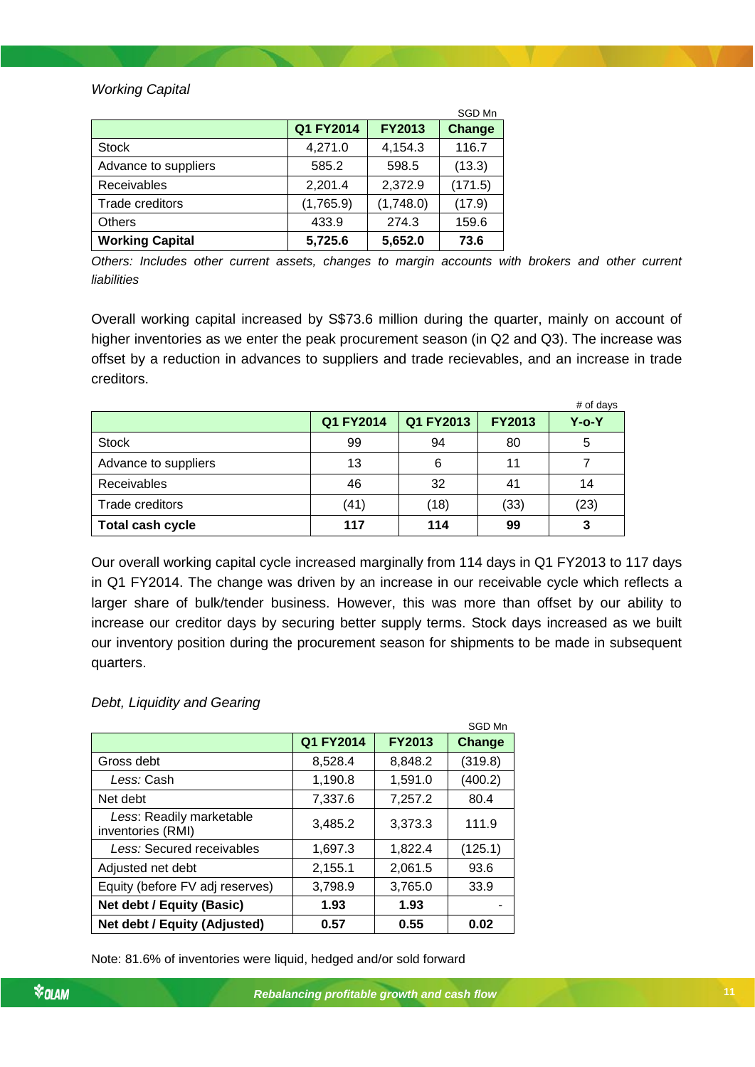*Working Capital*

SGD Mn

| | Q1 FY2014 | FY2013 | Change |
|---|---|---|---|
| Stock | 4,271.0 | 4,154.3 | 116.7 |
| Advance to suppliers | 585.2 | 598.5 | (13.3) |
| Receivables | 2,201.4 | 2,372.9 | (171.5) |
| Trade creditors | (1,765.9) | (1,748.0) | (17.9) |
| Others | 433.9 | 274.3 | 159.6 |
| **Working Capital** | **5,725.6** | **5,652.0** | **73.6** |

*Others: Includes other current assets, changes to margin accounts with brokers and other current liabilities*

Overall working capital increased by S$73.6 million during the quarter, mainly on account of higher inventories as we enter the peak procurement season (in Q2 and Q3). The increase was offset by a reduction in advances to suppliers and trade recievables, and an increase in trade creditors.

# of days

| | Q1 FY2014 | Q1 FY2013 | FY2013 | Y-o-Y |
|---|---|---|---|---|
| Stock | 99 | 94 | 80 | 5 |
| Advance to suppliers | 13 | 6 | 11 | 7 |
| Receivables | 46 | 32 | 41 | 14 |
| Trade creditors | (41) | (18) | (33) | (23) |
| **Total cash cycle** | **117** | **114** | **99** | **3** |

Our overall working capital cycle increased marginally from 114 days in Q1 FY2013 to 117 days in Q1 FY2014. The change was driven by an increase in our receivable cycle which reflects a larger share of bulk/tender business. However, this was more than offset by our ability to increase our creditor days by securing better supply terms. Stock days increased as we built our inventory position during the procurement season for shipments to be made in subsequent quarters.

*Debt, Liquidity and Gearing*

SGD Mn

| | Q1 FY2014 | FY2013 | Change |
|---|---|---|---|
| Gross debt | 8,528.4 | 8,848.2 | (319.8) |
| *Less:* Cash | 1,190.8 | 1,591.0 | (400.2) |
| Net debt | 7,337.6 | 7,257.2 | 80.4 |
| *Less*: Readily marketable inventories (RMI) | 3,485.2 | 3,373.3 | 111.9 |
| *Less:* Secured receivables | 1,697.3 | 1,822.4 | (125.1) |
| Adjusted net debt | 2,155.1 | 2,061.5 | 93.6 |
| Equity (before FV adj reserves) | 3,798.9 | 3,765.0 | 33.9 |
| **Net debt / Equity (Basic)** | **1.93** | **1.93** | - |
| **Net debt / Equity (Adjusted)** | **0.57** | **0.55** | **0.02** |

Note: 81.6% of inventories were liquid, hedged and/or sold forward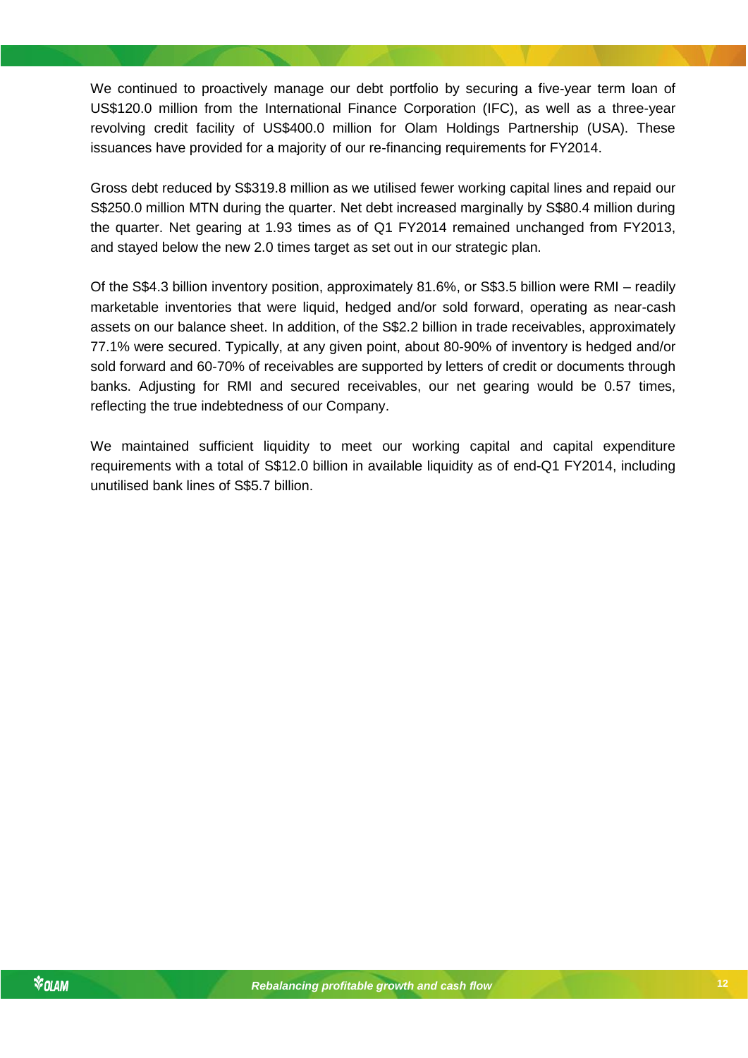We continued to proactively manage our debt portfolio by securing a five-year term loan of US$120.0 million from the International Finance Corporation (IFC), as well as a three-year revolving credit facility of US$400.0 million for Olam Holdings Partnership (USA). These issuances have provided for a majority of our re-financing requirements for FY2014.

Gross debt reduced by S$319.8 million as we utilised fewer working capital lines and repaid our S$250.0 million MTN during the quarter. Net debt increased marginally by S$80.4 million during the quarter. Net gearing at 1.93 times as of Q1 FY2014 remained unchanged from FY2013, and stayed below the new 2.0 times target as set out in our strategic plan.

Of the S$4.3 billion inventory position, approximately 81.6%, or S$3.5 billion were RMI – readily marketable inventories that were liquid, hedged and/or sold forward, operating as near-cash assets on our balance sheet. In addition, of the S$2.2 billion in trade receivables, approximately 77.1% were secured. Typically, at any given point, about 80-90% of inventory is hedged and/or sold forward and 60-70% of receivables are supported by letters of credit or documents through banks. Adjusting for RMI and secured receivables, our net gearing would be 0.57 times, reflecting the true indebtedness of our Company.

We maintained sufficient liquidity to meet our working capital and capital expenditure requirements with a total of S$12.0 billion in available liquidity as of end-Q1 FY2014, including unutilised bank lines of S$5.7 billion.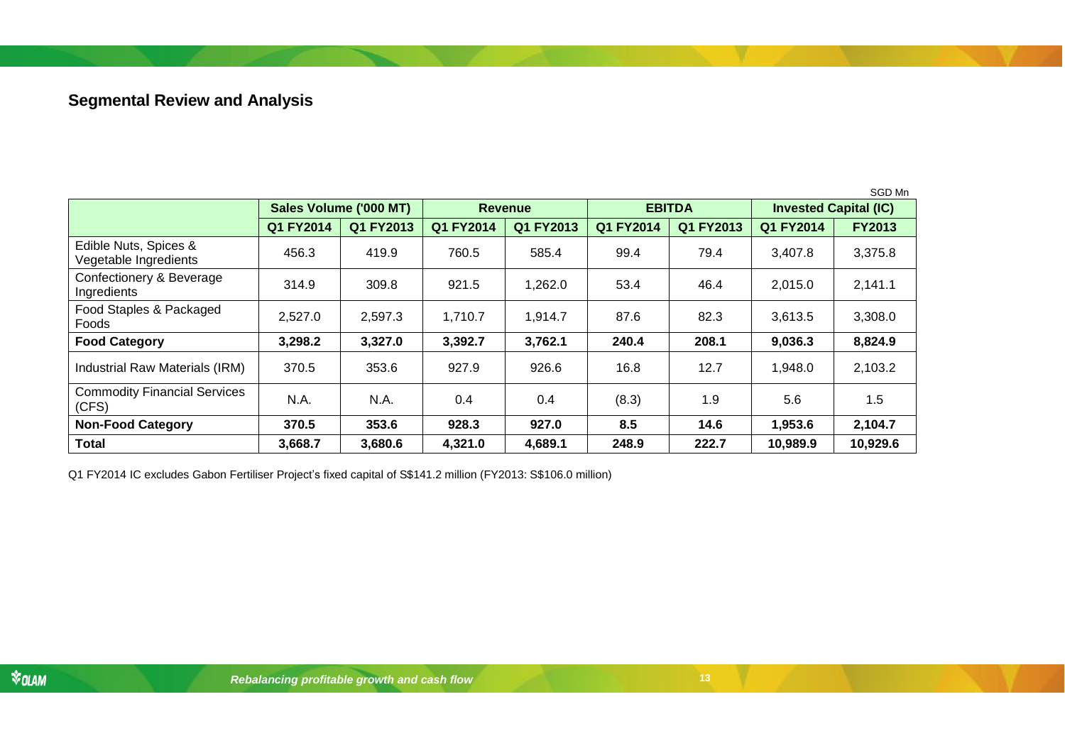## Segmental Review and Analysis

SGD Mn

| | Sales Volume ('000 MT) | | Revenue | | EBITDA | | Invested Capital (IC) | |
|---|---|---|---|---|---|---|---|---|
| | Q1 FY2014 | Q1 FY2013 | Q1 FY2014 | Q1 FY2013 | Q1 FY2014 | Q1 FY2013 | Q1 FY2014 | FY2013 |
| Edible Nuts, Spices & Vegetable Ingredients | 456.3 | 419.9 | 760.5 | 585.4 | 99.4 | 79.4 | 3,407.8 | 3,375.8 |
| Confectionery & Beverage Ingredients | 314.9 | 309.8 | 921.5 | 1,262.0 | 53.4 | 46.4 | 2,015.0 | 2,141.1 |
| Food Staples & Packaged Foods | 2,527.0 | 2,597.3 | 1,710.7 | 1,914.7 | 87.6 | 82.3 | 3,613.5 | 3,308.0 |
| **Food Category** | **3,298.2** | **3,327.0** | **3,392.7** | **3,762.1** | **240.4** | **208.1** | **9,036.3** | **8,824.9** |
| Industrial Raw Materials (IRM) | 370.5 | 353.6 | 927.9 | 926.6 | 16.8 | 12.7 | 1,948.0 | 2,103.2 |
| Commodity Financial Services (CFS) | N.A. | N.A. | 0.4 | 0.4 | (8.3) | 1.9 | 5.6 | 1.5 |
| **Non-Food Category** | **370.5** | **353.6** | **928.3** | **927.0** | **8.5** | **14.6** | **1,953.6** | **2,104.7** |
| **Total** | **3,668.7** | **3,680.6** | **4,321.0** | **4,689.1** | **248.9** | **222.7** | **10,989.9** | **10,929.6** |

Q1 FY2014 IC excludes Gabon Fertiliser Project's fixed capital of S$141.2 million (FY2013: S$106.0 million)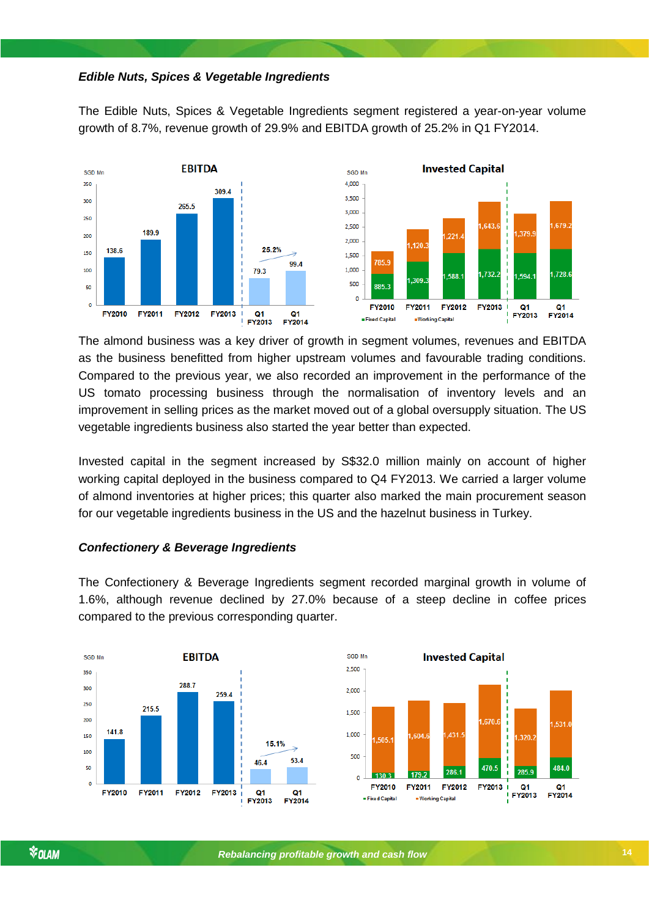***Edible Nuts, Spices & Vegetable Ingredients***

The Edible Nuts, Spices & Vegetable Ingredients segment registered a year-on-year volume growth of 8.7%, revenue growth of 29.9% and EBITDA growth of 25.2% in Q1 FY2014.

**EBITDA** (SGD Mn)

| FY2010 | FY2011 | FY2012 | FY2013 | Q1 FY2013 | Q1 FY2014 |
|---|---|---|---|---|---|
| 138.6 | 189.9 | 265.5 | 309.4 | 79.3 | 99.4 |

Q1 FY2013 to Q1 FY2014 growth: 25.2%

**Invested Capital** (SGD Mn)

| | FY2010 | FY2011 | FY2012 | FY2013 | Q1 FY2013 | Q1 FY2014 |
|---|---|---|---|---|---|---|
| Fixed Capital | 885.3 | 1,309.3 | 1,588.1 | 1,732.2 | 1,594.1 | 1,728.6 |
| Working Capital | 785.9 | 1,120.3 | 1,221.4 | 1,643.6 | 1,379.9 | 1,679.2 |

The almond business was a key driver of growth in segment volumes, revenues and EBITDA as the business benefitted from higher upstream volumes and favourable trading conditions. Compared to the previous year, we also recorded an improvement in the performance of the US tomato processing business through the normalisation of inventory levels and an improvement in selling prices as the market moved out of a global oversupply situation. The US vegetable ingredients business also started the year better than expected.

Invested capital in the segment increased by S$32.0 million mainly on account of higher working capital deployed in the business compared to Q4 FY2013. We carried a larger volume of almond inventories at higher prices; this quarter also marked the main procurement season for our vegetable ingredients business in the US and the hazelnut business in Turkey.

***Confectionery & Beverage Ingredients***

The Confectionery & Beverage Ingredients segment recorded marginal growth in volume of 1.6%, although revenue declined by 27.0% because of a steep decline in coffee prices compared to the previous corresponding quarter.

**EBITDA** (SGD Mn)

| FY2010 | FY2011 | FY2012 | FY2013 | Q1 FY2013 | Q1 FY2014 |
|---|---|---|---|---|---|
| 141.8 | 215.5 | 288.7 | 259.4 | 46.4 | 53.4 |

Q1 FY2013 to Q1 FY2014 growth: 15.1%

**Invested Capital** (SGD Mn)

| | FY2010 | FY2011 | FY2012 | FY2013 | Q1 FY2013 | Q1 FY2014 |
|---|---|---|---|---|---|---|
| Fixed Capital | 130.3 | 179.2 | 286.1 | 470.5 | 285.9 | 484.0 |
| Working Capital | 1,505.1 | 1,604.6 | 1,431.5 | 1,670.6 | 1,320.2 | 1,531.0 |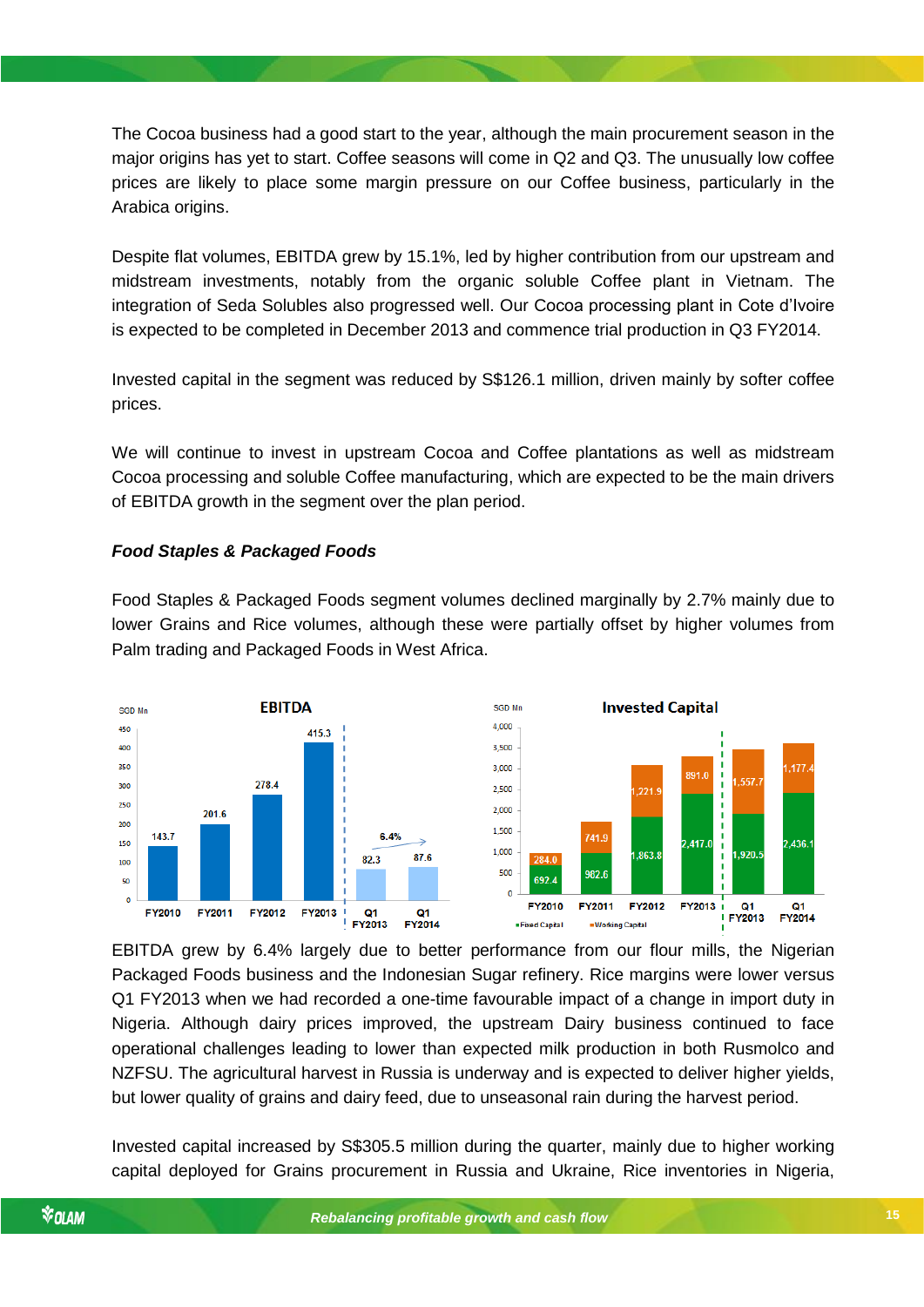The Cocoa business had a good start to the year, although the main procurement season in the major origins has yet to start. Coffee seasons will come in Q2 and Q3. The unusually low coffee prices are likely to place some margin pressure on our Coffee business, particularly in the Arabica origins.

Despite flat volumes, EBITDA grew by 15.1%, led by higher contribution from our upstream and midstream investments, notably from the organic soluble Coffee plant in Vietnam. The integration of Seda Solubles also progressed well. Our Cocoa processing plant in Cote d'Ivoire is expected to be completed in December 2013 and commence trial production in Q3 FY2014.

Invested capital in the segment was reduced by S$126.1 million, driven mainly by softer coffee prices.

We will continue to invest in upstream Cocoa and Coffee plantations as well as midstream Cocoa processing and soluble Coffee manufacturing, which are expected to be the main drivers of EBITDA growth in the segment over the plan period.

***Food Staples & Packaged Foods***

Food Staples & Packaged Foods segment volumes declined marginally by 2.7% mainly due to lower Grains and Rice volumes, although these were partially offset by higher volumes from Palm trading and Packaged Foods in West Africa.

**EBITDA** (SGD Mn)

| FY2010 | FY2011 | FY2012 | FY2013 | Q1 FY2013 | Q1 FY2014 |
|---|---|---|---|---|---|
| 143.7 | 201.6 | 278.4 | 415.3 | 82.3 | 87.6 |

Q1 FY2013 to Q1 FY2014: 6.4%

**Invested Capital** (SGD Mn)

| | FY2010 | FY2011 | FY2012 | FY2013 | Q1 FY2013 | Q1 FY2014 |
|---|---|---|---|---|---|---|
| Fixed Capital | 692.4 | 982.6 | 1,863.8 | 2,417.0 | 1,920.5 | 2,436.1 |
| Working Capital | 284.0 | 741.9 | 1,221.9 | 891.0 | 1,557.7 | 1,177.4 |

EBITDA grew by 6.4% largely due to better performance from our flour mills, the Nigerian Packaged Foods business and the Indonesian Sugar refinery. Rice margins were lower versus Q1 FY2013 when we had recorded a one-time favourable impact of a change in import duty in Nigeria. Although dairy prices improved, the upstream Dairy business continued to face operational challenges leading to lower than expected milk production in both Rusmolco and NZFSU. The agricultural harvest in Russia is underway and is expected to deliver higher yields, but lower quality of grains and dairy feed, due to unseasonal rain during the harvest period.

Invested capital increased by S$305.5 million during the quarter, mainly due to higher working capital deployed for Grains procurement in Russia and Ukraine, Rice inventories in Nigeria,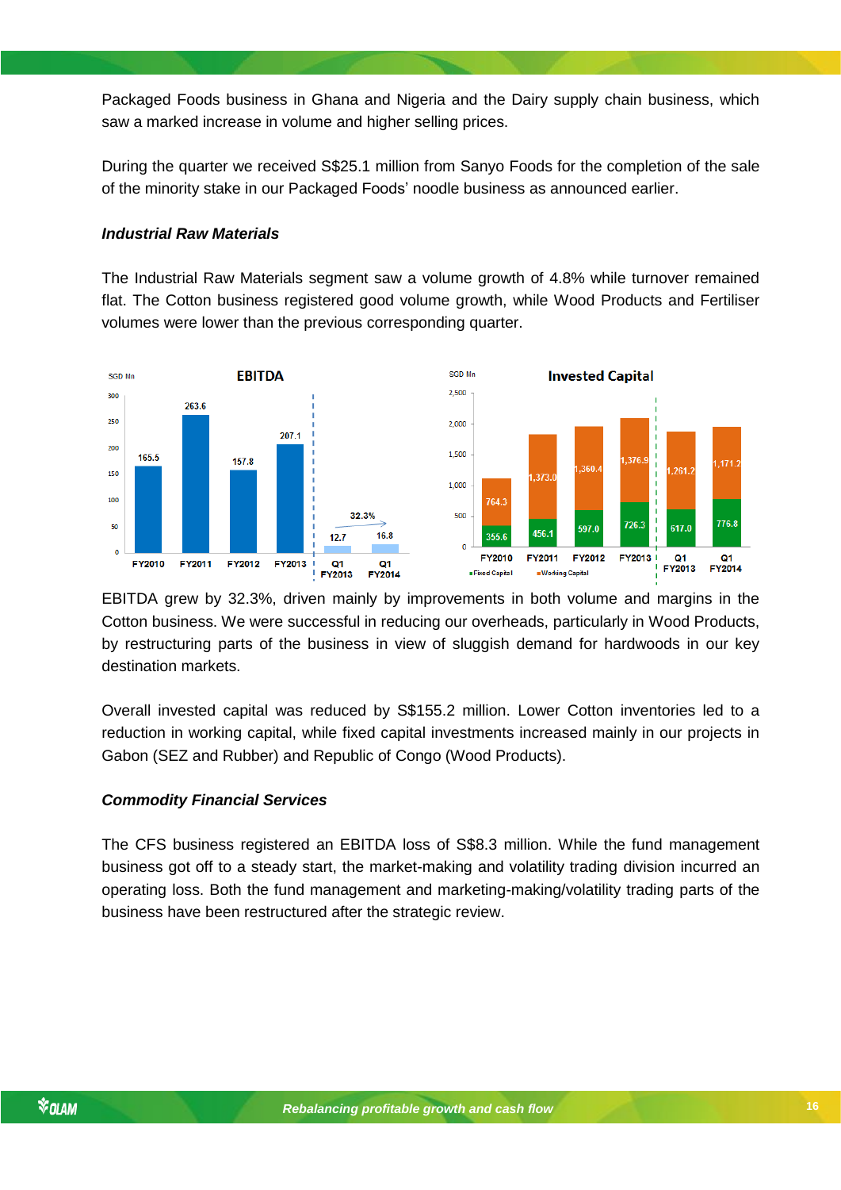Packaged Foods business in Ghana and Nigeria and the Dairy supply chain business, which saw a marked increase in volume and higher selling prices.

During the quarter we received S$25.1 million from Sanyo Foods for the completion of the sale of the minority stake in our Packaged Foods' noodle business as announced earlier.

***Industrial Raw Materials***

The Industrial Raw Materials segment saw a volume growth of 4.8% while turnover remained flat. The Cotton business registered good volume growth, while Wood Products and Fertiliser volumes were lower than the previous corresponding quarter.

**EBITDA** (SGD Mn)

| | FY2010 | FY2011 | FY2012 | FY2013 | Q1 FY2013 | Q1 FY2014 |
|---|---|---|---|---|---|---|
| EBITDA | 165.5 | 263.6 | 157.8 | 207.1 | 12.7 | 16.8 |

Q1 FY2013 to Q1 FY2014: 32.3%

**Invested Capital** (SGD Mn)

| | FY2010 | FY2011 | FY2012 | FY2013 | Q1 FY2013 | Q1 FY2014 |
|---|---|---|---|---|---|---|
| Fixed Capital | 355.6 | 456.1 | 597.0 | 726.3 | 617.0 | 776.8 |
| Working Capital | 764.3 | 1,373.0 | 1,360.4 | 1,376.9 | 1,261.2 | 1,171.2 |

EBITDA grew by 32.3%, driven mainly by improvements in both volume and margins in the Cotton business. We were successful in reducing our overheads, particularly in Wood Products, by restructuring parts of the business in view of sluggish demand for hardwoods in our key destination markets.

Overall invested capital was reduced by S$155.2 million. Lower Cotton inventories led to a reduction in working capital, while fixed capital investments increased mainly in our projects in Gabon (SEZ and Rubber) and Republic of Congo (Wood Products).

***Commodity Financial Services***

The CFS business registered an EBITDA loss of S$8.3 million. While the fund management business got off to a steady start, the market-making and volatility trading division incurred an operating loss. Both the fund management and marketing-making/volatility trading parts of the business have been restructured after the strategic review.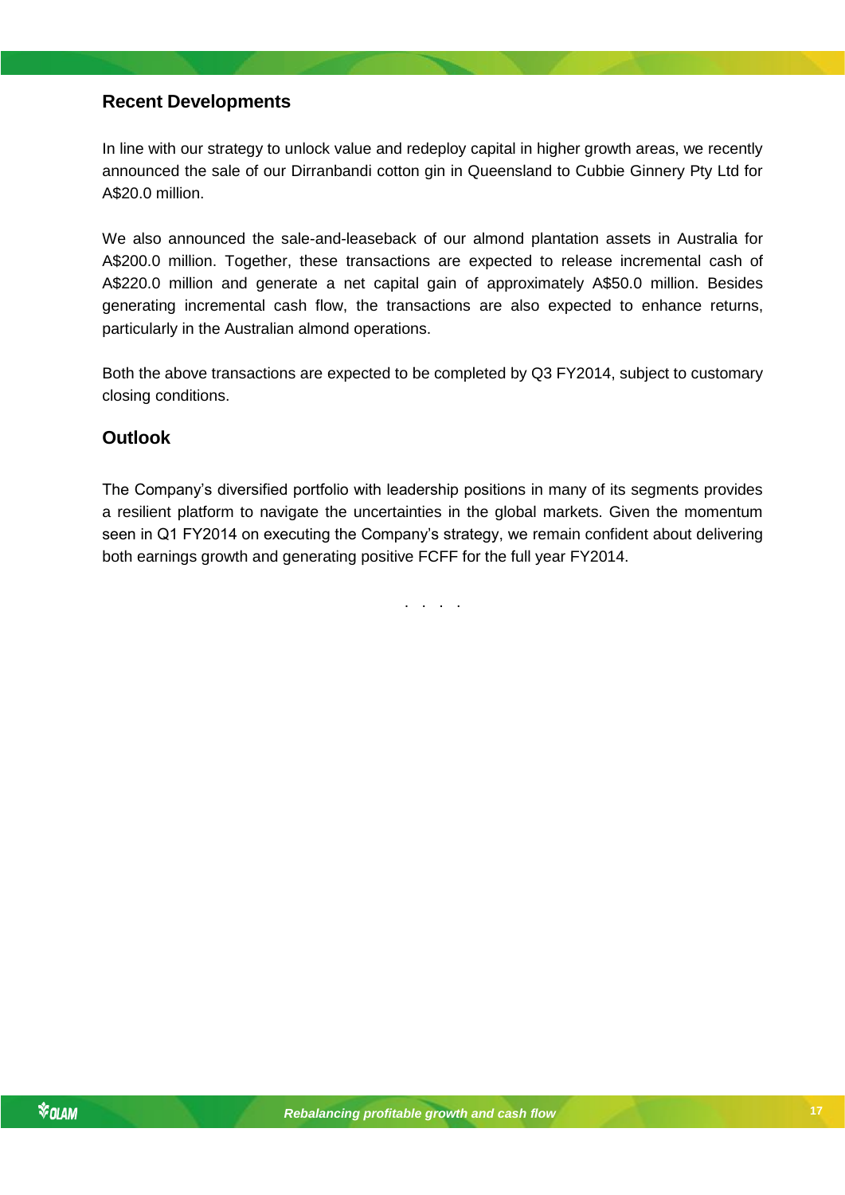## Recent Developments

In line with our strategy to unlock value and redeploy capital in higher growth areas, we recently announced the sale of our Dirranbandi cotton gin in Queensland to Cubbie Ginnery Pty Ltd for A$20.0 million.

We also announced the sale-and-leaseback of our almond plantation assets in Australia for A$200.0 million. Together, these transactions are expected to release incremental cash of A$220.0 million and generate a net capital gain of approximately A$50.0 million. Besides generating incremental cash flow, the transactions are also expected to enhance returns, particularly in the Australian almond operations.

Both the above transactions are expected to be completed by Q3 FY2014, subject to customary closing conditions.

## Outlook

The Company's diversified portfolio with leadership positions in many of its segments provides a resilient platform to navigate the uncertainties in the global markets. Given the momentum seen in Q1 FY2014 on executing the Company's strategy, we remain confident about delivering both earnings growth and generating positive FCFF for the full year FY2014.

. . . .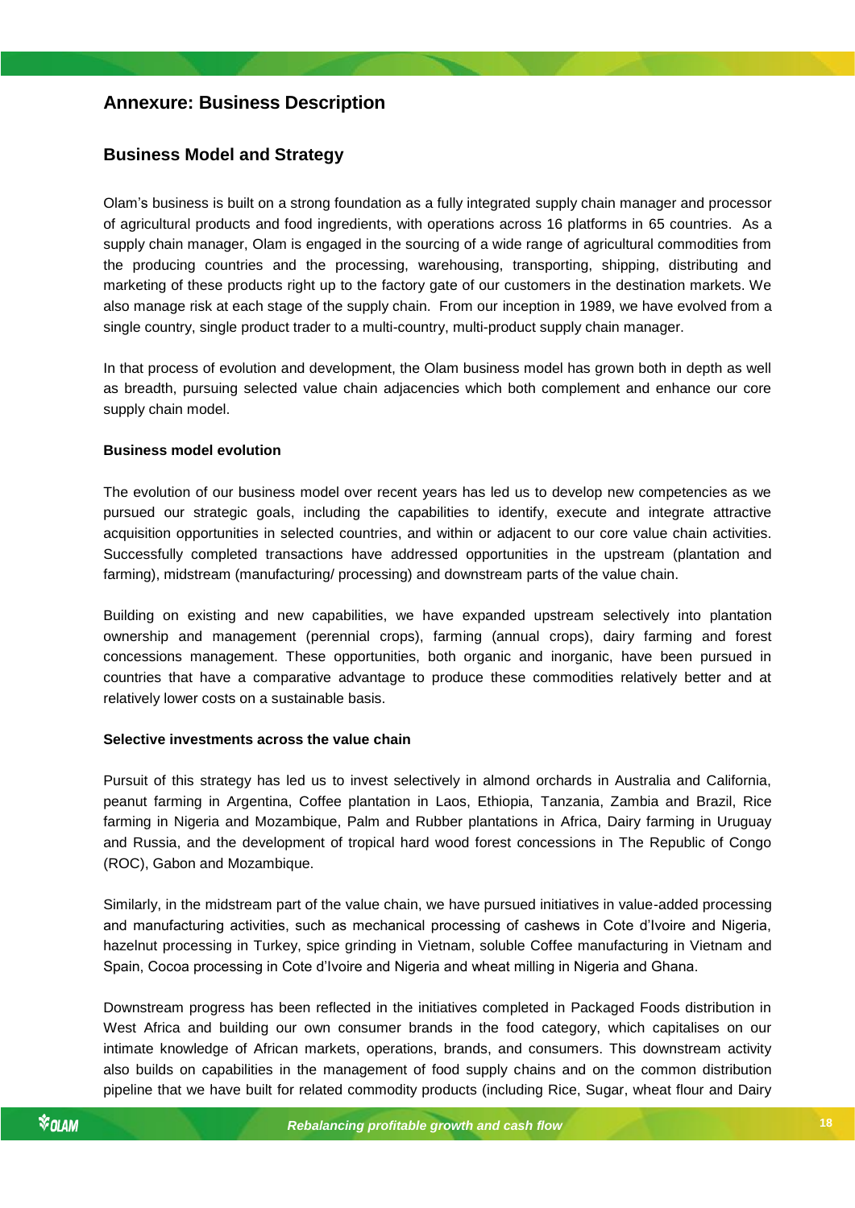## Annexure: Business Description

## Business Model and Strategy

Olam's business is built on a strong foundation as a fully integrated supply chain manager and processor of agricultural products and food ingredients, with operations across 16 platforms in 65 countries. As a supply chain manager, Olam is engaged in the sourcing of a wide range of agricultural commodities from the producing countries and the processing, warehousing, transporting, shipping, distributing and marketing of these products right up to the factory gate of our customers in the destination markets. We also manage risk at each stage of the supply chain. From our inception in 1989, we have evolved from a single country, single product trader to a multi-country, multi-product supply chain manager.

In that process of evolution and development, the Olam business model has grown both in depth as well as breadth, pursuing selected value chain adjacencies which both complement and enhance our core supply chain model.

**Business model evolution**

The evolution of our business model over recent years has led us to develop new competencies as we pursued our strategic goals, including the capabilities to identify, execute and integrate attractive acquisition opportunities in selected countries, and within or adjacent to our core value chain activities. Successfully completed transactions have addressed opportunities in the upstream (plantation and farming), midstream (manufacturing/ processing) and downstream parts of the value chain.

Building on existing and new capabilities, we have expanded upstream selectively into plantation ownership and management (perennial crops), farming (annual crops), dairy farming and forest concessions management. These opportunities, both organic and inorganic, have been pursued in countries that have a comparative advantage to produce these commodities relatively better and at relatively lower costs on a sustainable basis.

**Selective investments across the value chain**

Pursuit of this strategy has led us to invest selectively in almond orchards in Australia and California, peanut farming in Argentina, Coffee plantation in Laos, Ethiopia, Tanzania, Zambia and Brazil, Rice farming in Nigeria and Mozambique, Palm and Rubber plantations in Africa, Dairy farming in Uruguay and Russia, and the development of tropical hard wood forest concessions in The Republic of Congo (ROC), Gabon and Mozambique.

Similarly, in the midstream part of the value chain, we have pursued initiatives in value-added processing and manufacturing activities, such as mechanical processing of cashews in Cote d'Ivoire and Nigeria, hazelnut processing in Turkey, spice grinding in Vietnam, soluble Coffee manufacturing in Vietnam and Spain, Cocoa processing in Cote d'Ivoire and Nigeria and wheat milling in Nigeria and Ghana.

Downstream progress has been reflected in the initiatives completed in Packaged Foods distribution in West Africa and building our own consumer brands in the food category, which capitalises on our intimate knowledge of African markets, operations, brands, and consumers. This downstream activity also builds on capabilities in the management of food supply chains and on the common distribution pipeline that we have built for related commodity products (including Rice, Sugar, wheat flour and Dairy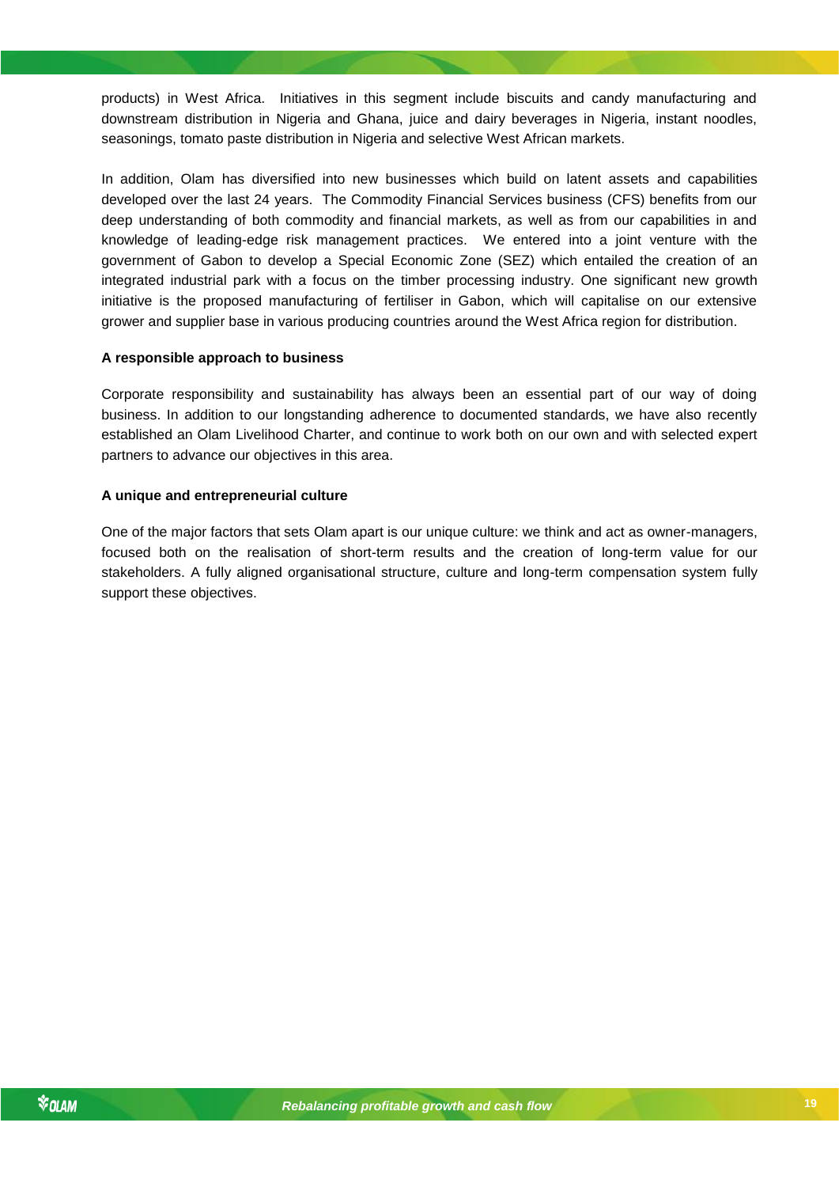products) in West Africa. Initiatives in this segment include biscuits and candy manufacturing and downstream distribution in Nigeria and Ghana, juice and dairy beverages in Nigeria, instant noodles, seasonings, tomato paste distribution in Nigeria and selective West African markets.

In addition, Olam has diversified into new businesses which build on latent assets and capabilities developed over the last 24 years. The Commodity Financial Services business (CFS) benefits from our deep understanding of both commodity and financial markets, as well as from our capabilities in and knowledge of leading-edge risk management practices. We entered into a joint venture with the government of Gabon to develop a Special Economic Zone (SEZ) which entailed the creation of an integrated industrial park with a focus on the timber processing industry. One significant new growth initiative is the proposed manufacturing of fertiliser in Gabon, which will capitalise on our extensive grower and supplier base in various producing countries around the West Africa region for distribution.

**A responsible approach to business**

Corporate responsibility and sustainability has always been an essential part of our way of doing business. In addition to our longstanding adherence to documented standards, we have also recently established an Olam Livelihood Charter, and continue to work both on our own and with selected expert partners to advance our objectives in this area.

**A unique and entrepreneurial culture**

One of the major factors that sets Olam apart is our unique culture: we think and act as owner-managers, focused both on the realisation of short-term results and the creation of long-term value for our stakeholders. A fully aligned organisational structure, culture and long-term compensation system fully support these objectives.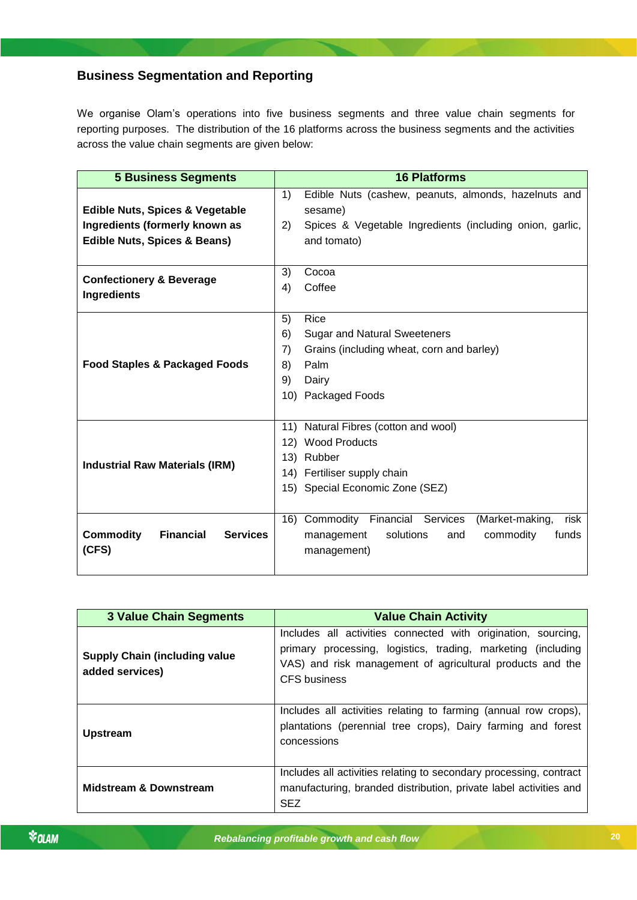## Business Segmentation and Reporting

We organise Olam's operations into five business segments and three value chain segments for reporting purposes. The distribution of the 16 platforms across the business segments and the activities across the value chain segments are given below:

| 5 Business Segments | 16 Platforms |
|---|---|
| **Edible Nuts, Spices & Vegetable Ingredients (formerly known as Edible Nuts, Spices & Beans)** | 1) Edible Nuts (cashew, peanuts, almonds, hazelnuts and sesame)<br>2) Spices & Vegetable Ingredients (including onion, garlic, and tomato) |
| **Confectionery & Beverage Ingredients** | 3) Cocoa<br>4) Coffee |
| **Food Staples & Packaged Foods** | 5) Rice<br>6) Sugar and Natural Sweeteners<br>7) Grains (including wheat, corn and barley)<br>8) Palm<br>9) Dairy<br>10) Packaged Foods |
| **Industrial Raw Materials (IRM)** | 11) Natural Fibres (cotton and wool)<br>12) Wood Products<br>13) Rubber<br>14) Fertiliser supply chain<br>15) Special Economic Zone (SEZ) |
| **Commodity Financial Services (CFS)** | 16) Commodity Financial Services (Market-making, risk management solutions and commodity funds management) |

| 3 Value Chain Segments | Value Chain Activity |
|---|---|
| **Supply Chain (including value added services)** | Includes all activities connected with origination, sourcing, primary processing, logistics, trading, marketing (including VAS) and risk management of agricultural products and the CFS business |
| **Upstream** | Includes all activities relating to farming (annual row crops), plantations (perennial tree crops), Dairy farming and forest concessions |
| **Midstream & Downstream** | Includes all activities relating to secondary processing, contract manufacturing, branded distribution, private label activities and SEZ |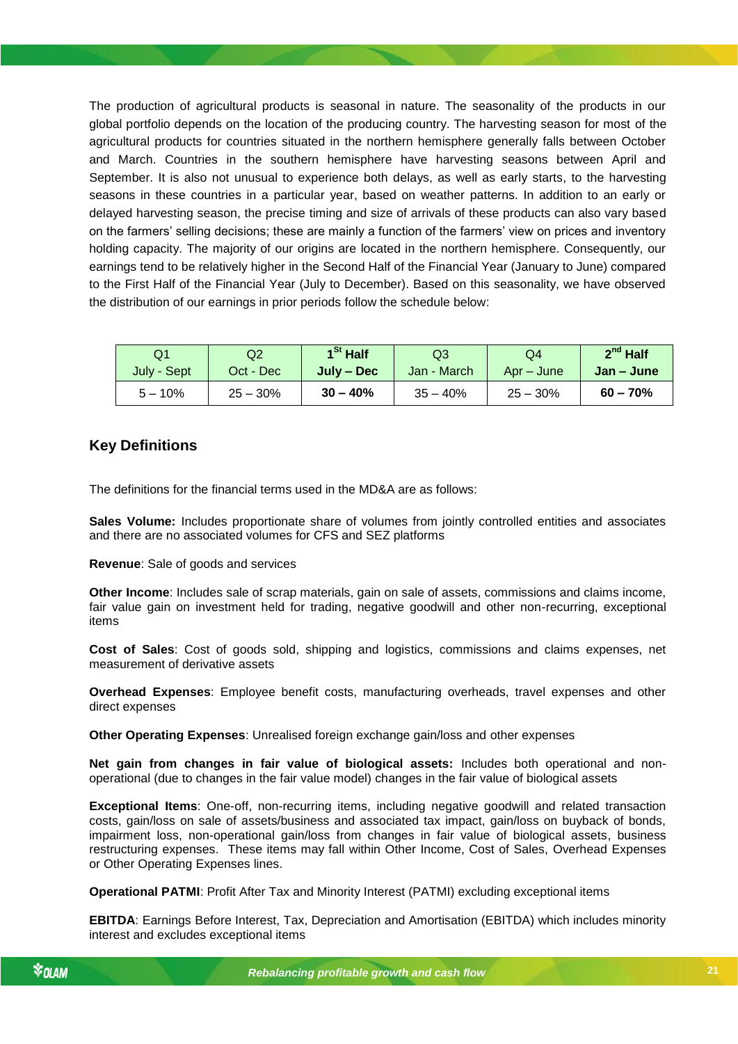The production of agricultural products is seasonal in nature. The seasonality of the products in our global portfolio depends on the location of the producing country. The harvesting season for most of the agricultural products for countries situated in the northern hemisphere generally falls between October and March. Countries in the southern hemisphere have harvesting seasons between April and September. It is also not unusual to experience both delays, as well as early starts, to the harvesting seasons in these countries in a particular year, based on weather patterns. In addition to an early or delayed harvesting season, the precise timing and size of arrivals of these products can also vary based on the farmers' selling decisions; these are mainly a function of the farmers' view on prices and inventory holding capacity. The majority of our origins are located in the northern hemisphere. Consequently, our earnings tend to be relatively higher in the Second Half of the Financial Year (January to June) compared to the First Half of the Financial Year (July to December). Based on this seasonality, we have observed the distribution of our earnings in prior periods follow the schedule below:

| Q1 July - Sept | Q2 Oct - Dec | **1st Half July – Dec** | Q3 Jan - March | Q4 Apr – June | **2nd Half Jan – June** |
|---|---|---|---|---|---|
| 5 – 10% | 25 – 30% | **30 – 40%** | 35 – 40% | 25 – 30% | **60 – 70%** |

## Key Definitions

The definitions for the financial terms used in the MD&A are as follows:

**Sales Volume:** Includes proportionate share of volumes from jointly controlled entities and associates and there are no associated volumes for CFS and SEZ platforms

**Revenue**: Sale of goods and services

**Other Income**: Includes sale of scrap materials, gain on sale of assets, commissions and claims income, fair value gain on investment held for trading, negative goodwill and other non-recurring, exceptional items

**Cost of Sales**: Cost of goods sold, shipping and logistics, commissions and claims expenses, net measurement of derivative assets

**Overhead Expenses**: Employee benefit costs, manufacturing overheads, travel expenses and other direct expenses

**Other Operating Expenses**: Unrealised foreign exchange gain/loss and other expenses

**Net gain from changes in fair value of biological assets:** Includes both operational and non-operational (due to changes in the fair value model) changes in the fair value of biological assets

**Exceptional Items**: One-off, non-recurring items, including negative goodwill and related transaction costs, gain/loss on sale of assets/business and associated tax impact, gain/loss on buyback of bonds, impairment loss, non-operational gain/loss from changes in fair value of biological assets, business restructuring expenses. These items may fall within Other Income, Cost of Sales, Overhead Expenses or Other Operating Expenses lines.

**Operational PATMI**: Profit After Tax and Minority Interest (PATMI) excluding exceptional items

**EBITDA**: Earnings Before Interest, Tax, Depreciation and Amortisation (EBITDA) which includes minority interest and excludes exceptional items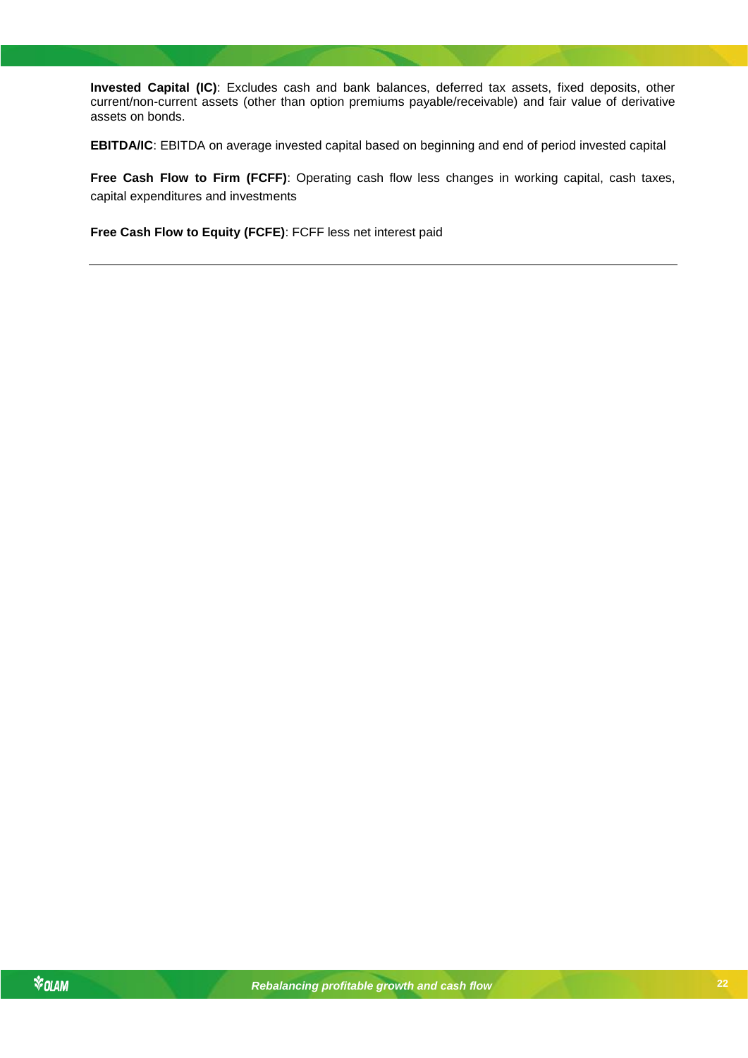**Invested Capital (IC)**: Excludes cash and bank balances, deferred tax assets, fixed deposits, other current/non-current assets (other than option premiums payable/receivable) and fair value of derivative assets on bonds.

**EBITDA/IC**: EBITDA on average invested capital based on beginning and end of period invested capital

**Free Cash Flow to Firm (FCFF)**: Operating cash flow less changes in working capital, cash taxes, capital expenditures and investments

**Free Cash Flow to Equity (FCFE)**: FCFF less net interest paid

---